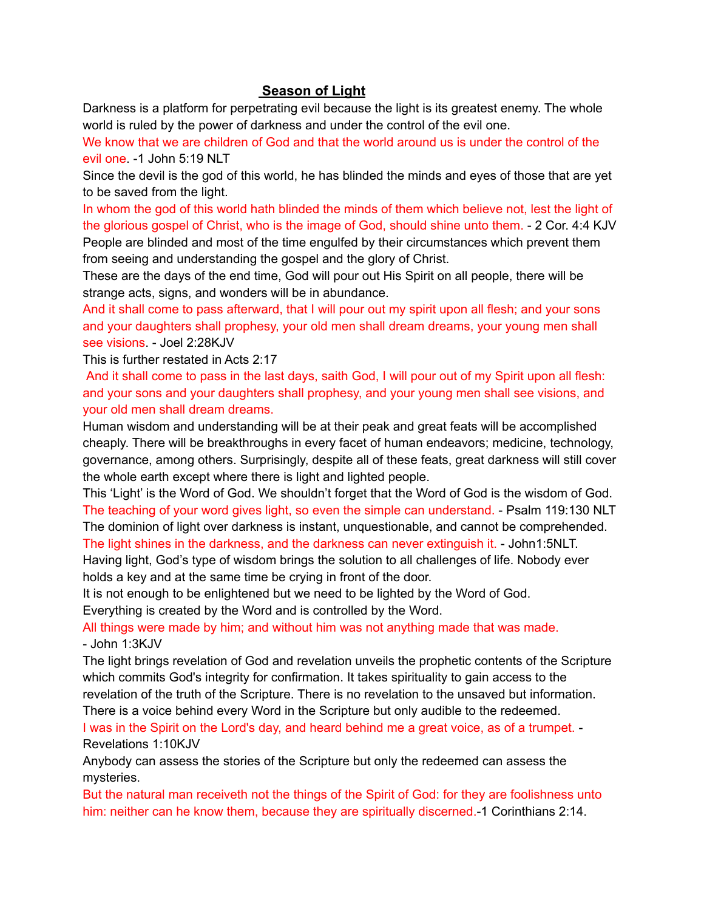# **Season of Light**

Darkness is a platform for perpetrating evil because the light is its greatest enemy. The whole world is ruled by the power of darkness and under the control of the evil one.

We know that we are children of God and that the world around us is under the control of the evil one. -1 John 5:19 NLT

Since the devil is the god of this world, he has blinded the minds and eyes of those that are yet to be saved from the light.

In whom the god of this world hath blinded the minds of them which believe not, lest the light of the glorious gospel of Christ, who is the image of God, should shine unto them. - 2 Cor. 4:4 KJV

People are blinded and most of the time engulfed by their circumstances which prevent them from seeing and understanding the gospel and the glory of Christ.

These are the days of the end time, God will pour out His Spirit on all people, there will be strange acts, signs, and wonders will be in abundance.

And it shall come to pass afterward, that I will pour out my spirit upon all flesh; and your sons and your daughters shall prophesy, your old men shall dream dreams, your young men shall see visions. - Joel 2:28KJV

This is further restated in Acts 2:17

And it shall come to pass in the last days, saith God, I will pour out of my Spirit upon all flesh: and your sons and your daughters shall prophesy, and your young men shall see visions, and your old men shall dream dreams.

Human wisdom and understanding will be at their peak and great feats will be accomplished cheaply. There will be breakthroughs in every facet of human endeavors; medicine, technology, governance, among others. Surprisingly, despite all of these feats, great darkness will still cover the whole earth except where there is light and lighted people.

This 'Light' is the Word of God. We shouldn't forget that the Word of God is the wisdom of God.

The teaching of your word gives light, so even the simple can understand. - Psalm 119:130 NLT

The dominion of light over darkness is instant, unquestionable, and cannot be comprehended.

The light shines in the darkness, and the darkness can never extinguish it. - John1:5NLT.

Having light, God's type of wisdom brings the solution to all challenges of life. Nobody ever holds a key and at the same time be crying in front of the door.

It is not enough to be enlightened but we need to be lighted by the Word of God.

Everything is created by the Word and is controlled by the Word.

All things were made by him; and without him was not anything made that was made.
- John 1:3KJV

The light brings revelation of God and revelation unveils the prophetic contents of the Scripture which commits God's integrity for confirmation. It takes spirituality to gain access to the revelation of the truth of the Scripture. There is no revelation to the unsaved but information. There is a voice behind every Word in the Scripture but only audible to the redeemed.

I was in the Spirit on the Lord's day, and heard behind me a great voice, as of a trumpet. - Revelations 1:10KJV

Anybody can assess the stories of the Scripture but only the redeemed can assess the mysteries.

But the natural man receiveth not the things of the Spirit of God: for they are foolishness unto him: neither can he know them, because they are spiritually discerned.-1 Corinthians 2:14.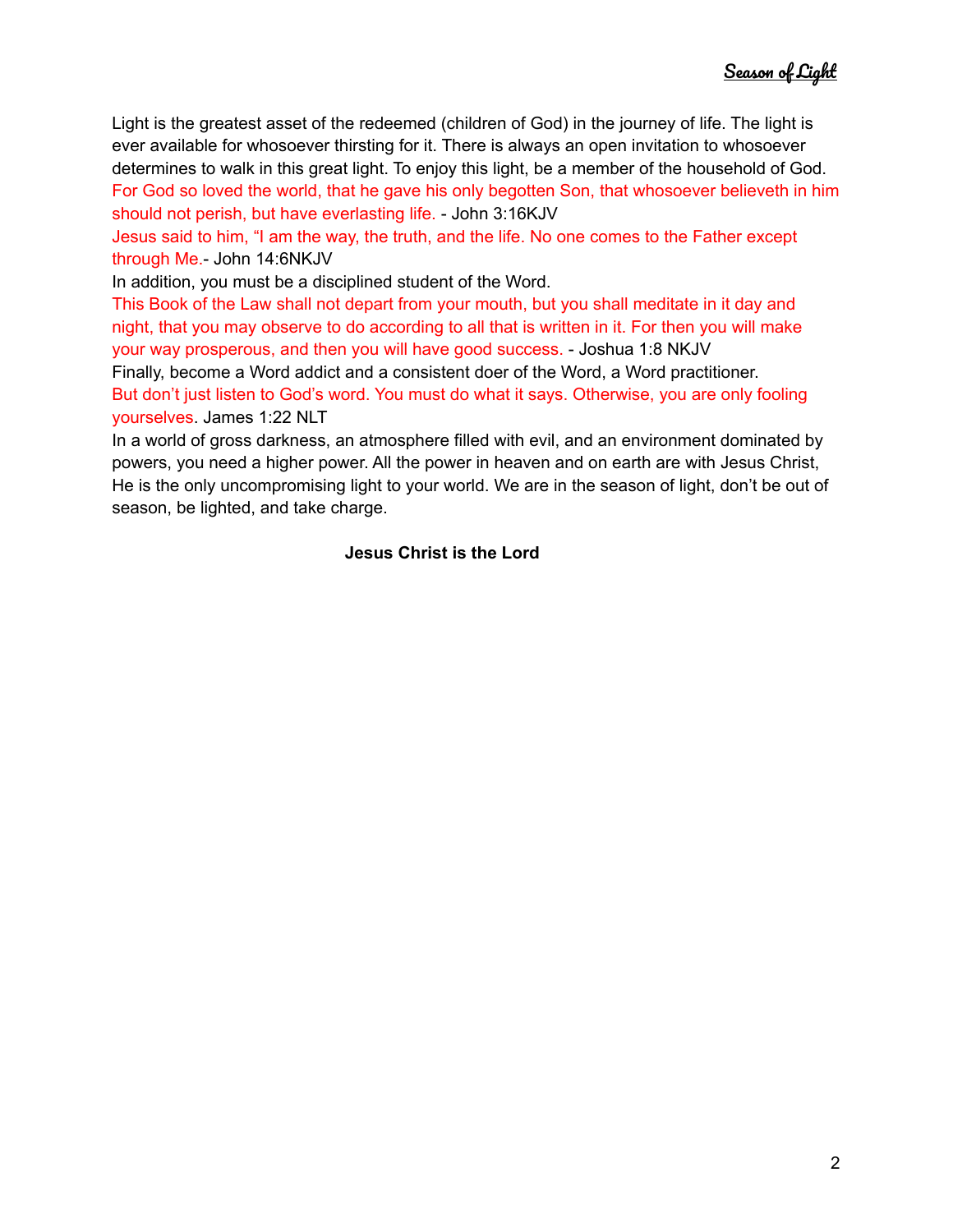Light is the greatest asset of the redeemed (children of God) in the journey of life. The light is ever available for whosoever thirsting for it. There is always an open invitation to whosoever determines to walk in this great light. To enjoy this light, be a member of the household of God.

For God so loved the world, that he gave his only begotten Son, that whosoever believeth in him should not perish, but have everlasting life. - John 3:16KJV

Jesus said to him, "I am the way, the truth, and the life. No one comes to the Father except through Me.- John 14:6NKJV

In addition, you must be a disciplined student of the Word.

This Book of the Law shall not depart from your mouth, but you shall meditate in it day and night, that you may observe to do according to all that is written in it. For then you will make your way prosperous, and then you will have good success. - Joshua 1:8 NKJV

Finally, become a Word addict and a consistent doer of the Word, a Word practitioner.

But don't just listen to God's word. You must do what it says. Otherwise, you are only fooling yourselves. James 1:22 NLT

In a world of gross darkness, an atmosphere filled with evil, and an environment dominated by powers, you need a higher power. All the power in heaven and on earth are with Jesus Christ, He is the only uncompromising light to your world. We are in the season of light, don't be out of season, be lighted, and take charge.

**Jesus Christ is the Lord**